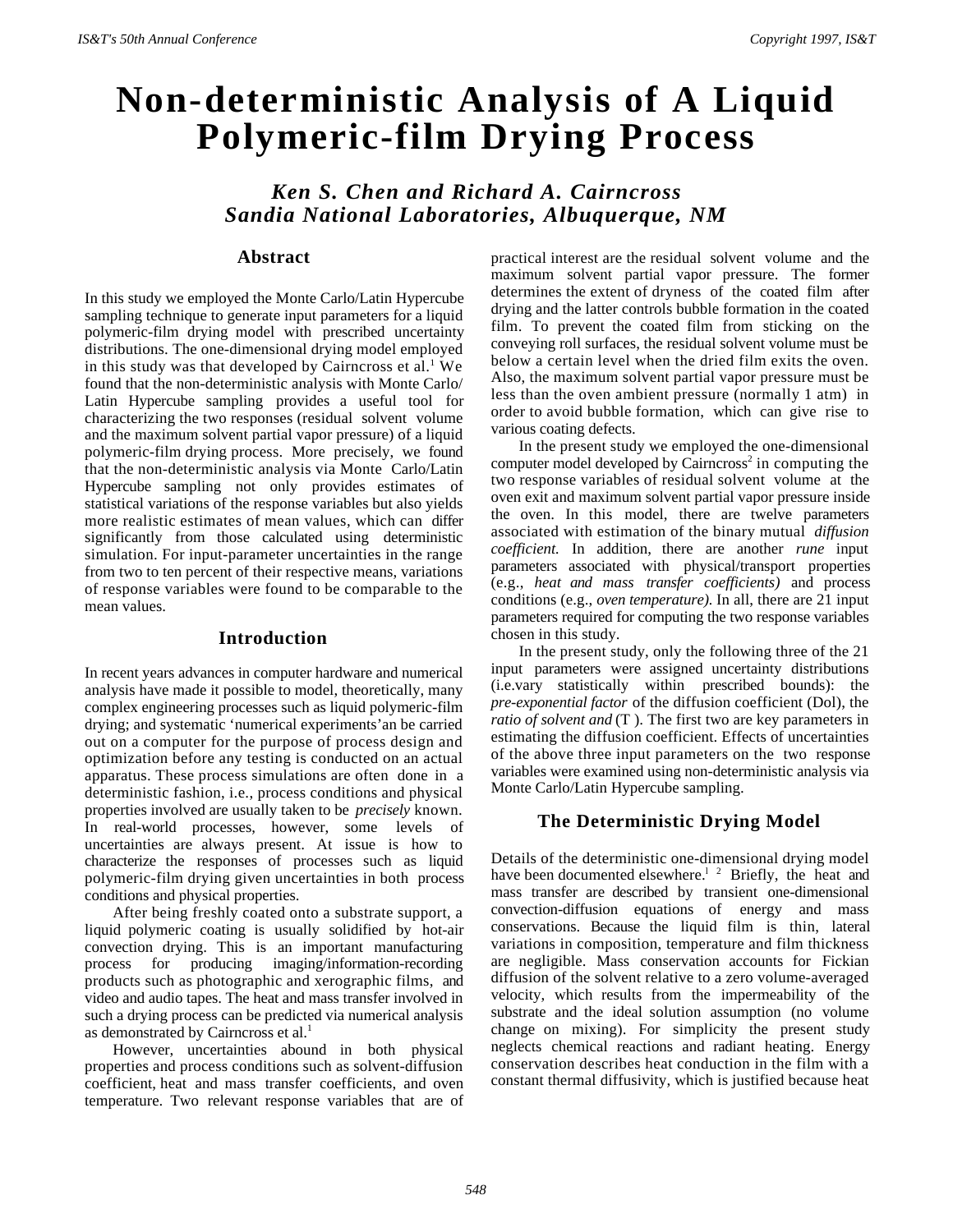# Non-deterministic Analysis of A Liquid Polymeric-film Drying Process

### *Ken S. Chen and Richard A. Cairncross*
### *Sandia National Laboratories, Albuquerque, NM*

## Abstract

In this study we employed the Monte Carlo/Latin Hypercube sampling technique to generate input parameters for a liquid polymeric-film drying model with prescribed uncertainty distributions. The one-dimensional drying model employed in this study was that developed by Cairncross et al.[1] We found that the non-deterministic analysis with Monte Carlo/ Latin Hypercube sampling provides a useful tool for characterizing the two responses (residual solvent volume and the maximum solvent partial vapor pressure) of a liquid polymeric-film drying process. More precisely, we found that the non-deterministic analysis via Monte Carlo/Latin Hypercube sampling not only provides estimates of statistical variations of the response variables but also yields more realistic estimates of mean values, which can differ significantly from those calculated using deterministic simulation. For input-parameter uncertainties in the range from two to ten percent of their respective means, variations of response variables were found to be comparable to the mean values.

## Introduction

In recent years advances in computer hardware and numerical analysis have made it possible to model, theoretically, many complex engineering processes such as liquid polymeric-film drying; and systematic 'numerical experiments'an be carried out on a computer for the purpose of process design and optimization before any testing is conducted on an actual apparatus. These process simulations are often done in a deterministic fashion, i.e., process conditions and physical properties involved are usually taken to be *precisely* known. In real-world processes, however, some levels of uncertainties are always present. At issue is how to characterize the responses of processes such as liquid polymeric-film drying given uncertainties in both process conditions and physical properties.

After being freshly coated onto a substrate support, a liquid polymeric coating is usually solidified by hot-air convection drying. This is an important manufacturing process for producing imaging/information-recording products such as photographic and xerographic films, and video and audio tapes. The heat and mass transfer involved in such a drying process can be predicted via numerical analysis as demonstrated by Cairncross et al.[1]

However, uncertainties abound in both physical properties and process conditions such as solvent-diffusion coefficient, heat and mass transfer coefficients, and oven temperature. Two relevant response variables that are of practical interest are the residual solvent volume and the maximum solvent partial vapor pressure. The former determines the extent of dryness of the coated film after drying and the latter controls bubble formation in the coated film. To prevent the coated film from sticking on the conveying roll surfaces, the residual solvent volume must be below a certain level when the dried film exits the oven. Also, the maximum solvent partial vapor pressure must be less than the oven ambient pressure (normally 1 atm) in order to avoid bubble formation, which can give rise to various coating defects.

In the present study we employed the one-dimensional computer model developed by Cairncross[2] in computing the two response variables of residual solvent volume at the oven exit and maximum solvent partial vapor pressure inside the oven. In this model, there are twelve parameters associated with estimation of the binary mutual *diffusion coefficient.* In addition, there are another *rune* input parameters associated with physical/transport properties (e.g., *heat and mass transfer coefficients)* and process conditions (e.g., *oven temperature).* In all, there are 21 input parameters required for computing the two response variables chosen in this study.

In the present study, only the following three of the 21 input parameters were assigned uncertainty distributions (i.e.vary statistically within prescribed bounds): the *pre-exponential factor* of the diffusion coefficient (Dol), the *ratio of solvent and* (T ). The first two are key parameters in estimating the diffusion coefficient. Effects of uncertainties of the above three input parameters on the two response variables were examined using non-deterministic analysis via Monte Carlo/Latin Hypercube sampling.

## The Deterministic Drying Model

Details of the deterministic one-dimensional drying model have been documented elsewhere.[1,2] Briefly, the heat and mass transfer are described by transient one-dimensional convection-diffusion equations of energy and mass conservations. Because the liquid film is thin, lateral variations in composition, temperature and film thickness are negligible. Mass conservation accounts for Fickian diffusion of the solvent relative to a zero volume-averaged velocity, which results from the impermeability of the substrate and the ideal solution assumption (no volume change on mixing). For simplicity the present study neglects chemical reactions and radiant heating. Energy conservation describes heat conduction in the film with a constant thermal diffusivity, which is justified because heat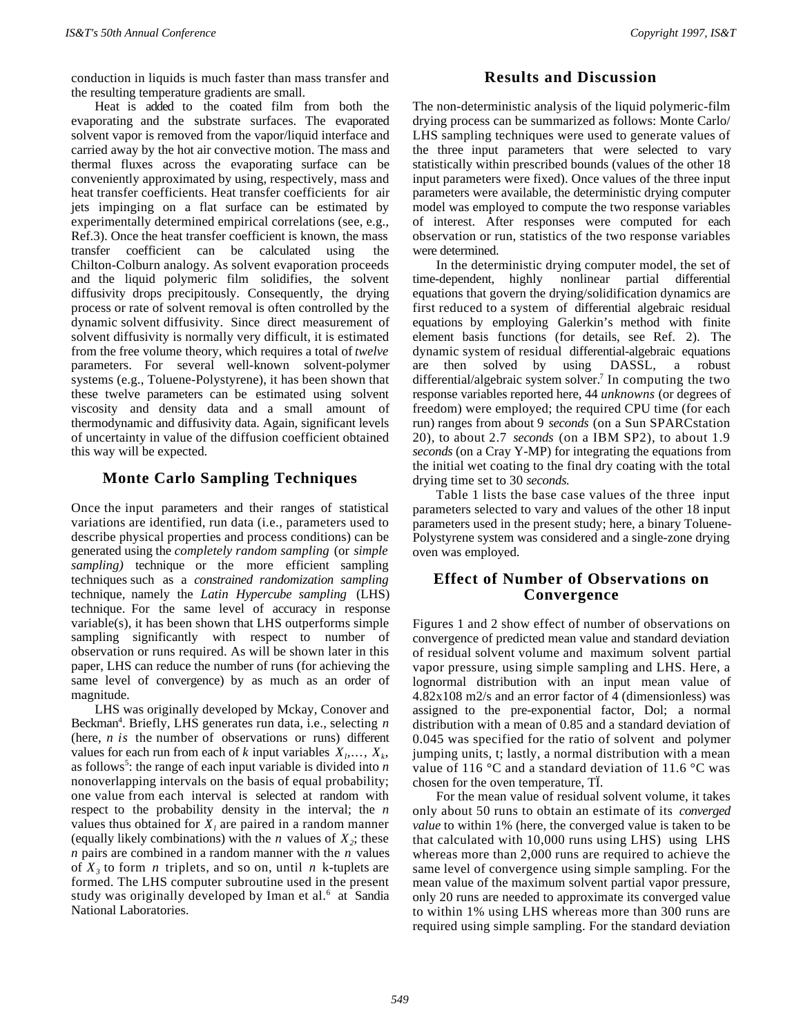conduction in liquids is much faster than mass transfer and the resulting temperature gradients are small.

Heat is added to the coated film from both the evaporating and the substrate surfaces. The evaporated solvent vapor is removed from the vapor/liquid interface and carried away by the hot air convective motion. The mass and thermal fluxes across the evaporating surface can be conveniently approximated by using, respectively, mass and heat transfer coefficients. Heat transfer coefficients for air jets impinging on a flat surface can be estimated by experimentally determined empirical correlations (see, e.g., Ref.3). Once the heat transfer coefficient is known, the mass transfer coefficient can be calculated using the Chilton-Colburn analogy. As solvent evaporation proceeds and the liquid polymeric film solidifies, the solvent diffusivity drops precipitously. Consequently, the drying process or rate of solvent removal is often controlled by the dynamic solvent diffusivity. Since direct measurement of solvent diffusivity is normally very difficult, it is estimated from the free volume theory, which requires a total of *twelve* parameters. For several well-known solvent-polymer systems (e.g., Toluene-Polystyrene), it has been shown that these twelve parameters can be estimated using solvent viscosity and density data and a small amount of thermodynamic and diffusivity data. Again, significant levels of uncertainty in value of the diffusion coefficient obtained this way will be expected.

## Monte Carlo Sampling Techniques

Once the input parameters and their ranges of statistical variations are identified, run data (i.e., parameters used to describe physical properties and process conditions) can be generated using the *completely random sampling* (or *simple sampling)* technique or the more efficient sampling techniques such as a *constrained randomization sampling* technique, namely the *Latin Hypercube sampling* (LHS) technique. For the same level of accuracy in response variable(s), it has been shown that LHS outperforms simple sampling significantly with respect to number of observation or runs required. As will be shown later in this paper, LHS can reduce the number of runs (for achieving the same level of convergence) by as much as an order of magnitude.

LHS was originally developed by Mckay, Conover and Beckman[4]. Briefly, LHS generates run data, i.e., selecting $n$ (here, $n$ *is* the number of observations or runs) different values for each run from each of $k$ input variables $X_1,\ldots, X_k$, as follows[5]: the range of each input variable is divided into $n$ nonoverlapping intervals on the basis of equal probability; one value from each interval is selected at random with respect to the probability density in the interval; the $n$ values thus obtained for $X_1$ are paired in a random manner (equally likely combinations) with the $n$ values of $X_2$; these $n$ pairs are combined in a random manner with the $n$ values of $X_3$ to form $n$ triplets, and so on, until $n$ k-tuplets are formed. The LHS computer subroutine used in the present study was originally developed by Iman et al.[6] at Sandia National Laboratories.

## Results and Discussion

The non-deterministic analysis of the liquid polymeric-film drying process can be summarized as follows: Monte Carlo/ LHS sampling techniques were used to generate values of the three input parameters that were selected to vary statistically within prescribed bounds (values of the other 18 input parameters were fixed). Once values of the three input parameters were available, the deterministic drying computer model was employed to compute the two response variables of interest. After responses were computed for each observation or run, statistics of the two response variables were determined.

In the deterministic drying computer model, the set of time-dependent, highly nonlinear partial differential equations that govern the drying/solidification dynamics are first reduced to a system of differential algebraic residual equations by employing Galerkin's method with finite element basis functions (for details, see Ref. 2). The dynamic system of residual differential-algebraic equations are then solved by using DASSL, a robust differential/algebraic system solver.[7] In computing the two response variables reported here, 44 *unknowns* (or degrees of freedom) were employed; the required CPU time (for each run) ranges from about 9 *seconds* (on a Sun SPARCstation 20), to about 2.7 *seconds* (on a IBM SP2), to about 1.9 *seconds* (on a Cray Y-MP) for integrating the equations from the initial wet coating to the final dry coating with the total drying time set to 30 *seconds*.

Table 1 lists the base case values of the three input parameters selected to vary and values of the other 18 input parameters used in the present study; here, a binary Toluene-Polystyrene system was considered and a single-zone drying oven was employed.

## Effect of Number of Observations on Convergence

Figures 1 and 2 show effect of number of observations on convergence of predicted mean value and standard deviation of residual solvent volume and maximum solvent partial vapor pressure, using simple sampling and LHS. Here, a lognormal distribution with an input mean value of 4.82x108 m2/s and an error factor of 4 (dimensionless) was assigned to the pre-exponential factor, Dol; a normal distribution with a mean of 0.85 and a standard deviation of 0.045 was specified for the ratio of solvent and polymer jumping units, t; lastly, a normal distribution with a mean value of 116 °C and a standard deviation of 11.6 °C was chosen for the oven temperature, TĬ.

For the mean value of residual solvent volume, it takes only about 50 runs to obtain an estimate of its *converged value* to within 1% (here, the converged value is taken to be that calculated with 10,000 runs using LHS) using LHS whereas more than 2,000 runs are required to achieve the same level of convergence using simple sampling. For the mean value of the maximum solvent partial vapor pressure, only 20 runs are needed to approximate its converged value to within 1% using LHS whereas more than 300 runs are required using simple sampling. For the standard deviation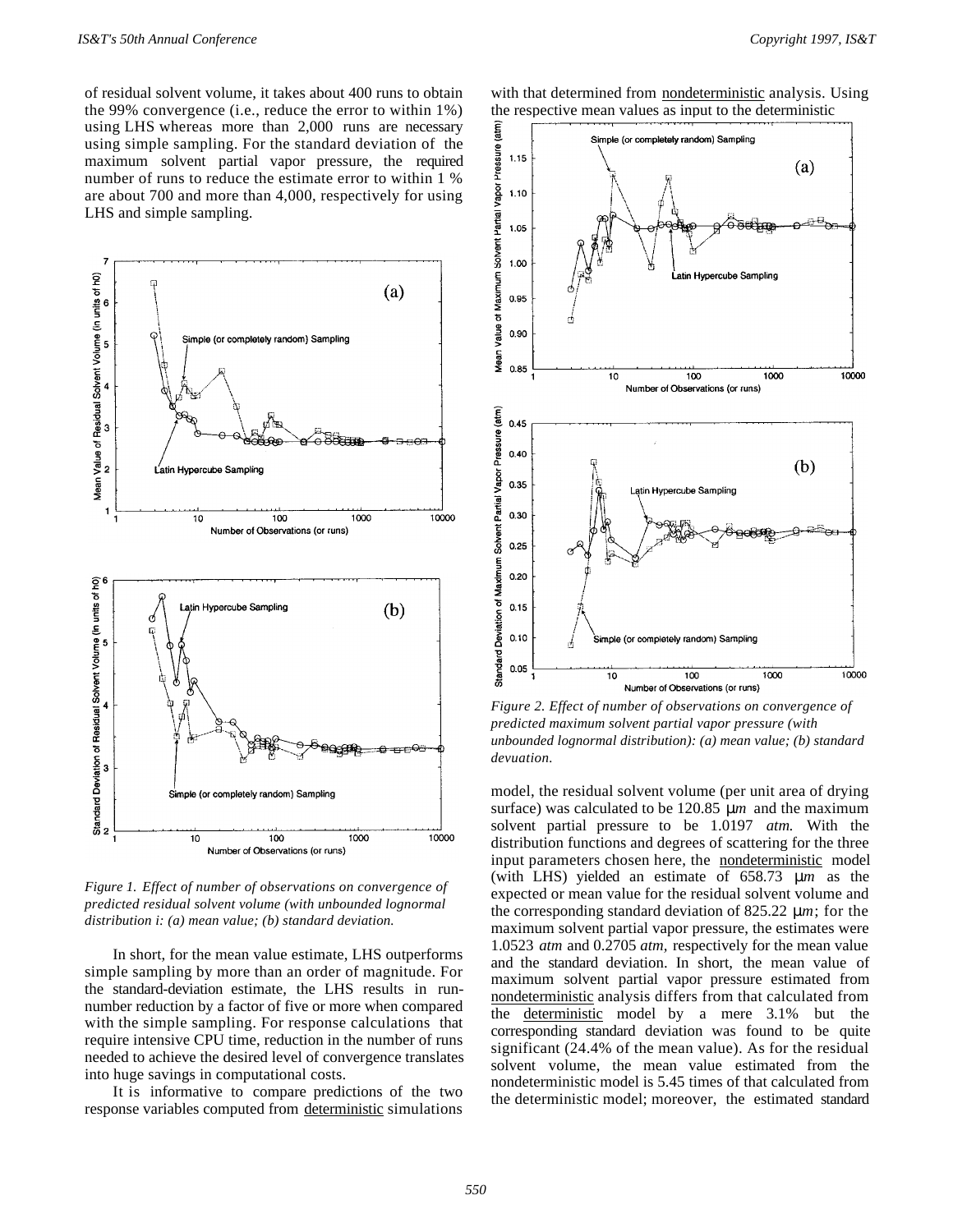of residual solvent volume, it takes about 400 runs to obtain the 99% convergence (i.e., reduce the error to within 1%) using LHS whereas more than 2,000 runs are necessary using simple sampling. For the standard deviation of the maximum solvent partial vapor pressure, the required number of runs to reduce the estimate error to within 1 % are about 700 and more than 4,000, respectively for using LHS and simple sampling.

*Figure 1. Effect of number of observations on convergence of predicted residual solvent volume (with unbounded lognormal distribution i: (a) mean value; (b) standard deviation.*

In short, for the mean value estimate, LHS outperforms simple sampling by more than an order of magnitude. For the standard-deviation estimate, the LHS results in run-number reduction by a factor of five or more when compared with the simple sampling time. For response calculations that require intensive CPU time, reduction in the number of runs needed to achieve the desired level of convergence translates into huge savings in computational costs.

It is informative to compare predictions of the two response variables computed from deterministic simulations with that determined from nondeterministic analysis. Using the respective mean values as input to the deterministic

*Figure 2. Effect of number of observations on convergence of predicted maximum solvent partial vapor pressure (with unbounded lognormal distribution): (a) mean value; (b) standard devuation.*

model, the residual solvent volume (per unit area of drying surface) was calculated to be 120.85 μ*m* and the maximum solvent partial pressure to be 1.0197 *atm.* With the distribution functions and degrees of scattering for the three input parameters chosen here, the nondeterministic model (with LHS) yielded an estimate of 658.73 μ*m* as the expected or mean value for the residual solvent volume and the corresponding standard deviation of 825.22 μ*m*; for the maximum solvent partial vapor pressure, the estimates were 1.0523 *atm* and 0.2705 *atm,* respectively for the mean value and the standard deviation. In short, the mean value of maximum solvent partial vapor pressure estimated from nondeterministic analysis differs from that calculated from the deterministic model by a mere 3.1% but the corresponding standard deviation was found to be quite significant (24.4% of the mean value). As for the residual solvent volume, the mean value estimated from the nondeterministic model is 5.45 times of that calculated from the deterministic model; moreover, the estimated standard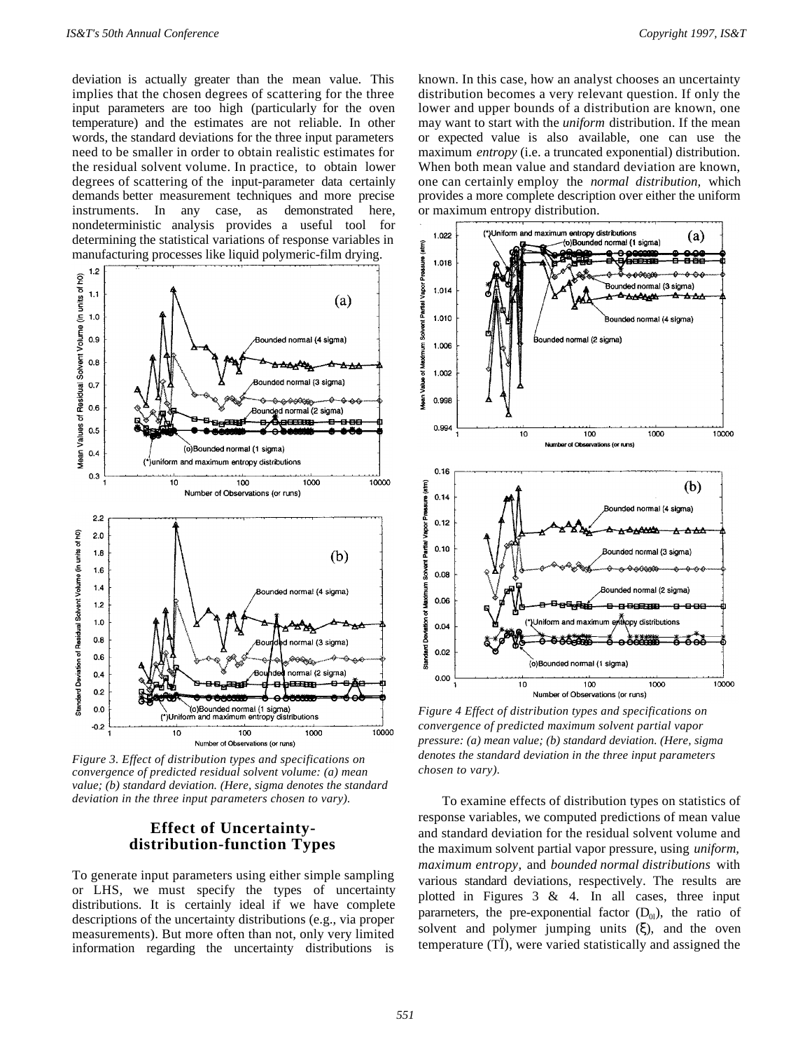deviation is actually greater than the mean value. This implies that the chosen degrees of scattering for the three input parameters are too high (particularly for the oven temperature) and the estimates are not reliable. In other words, the standard deviations for the three input parameters need to be smaller in order to obtain realistic estimates for the residual solvent volume. In practice, to obtain lower degrees of scattering of the input-parameter data certainly demands better measurement techniques and more precise instruments. In any case, as demonstrated here, nondeterministic analysis provides a useful tool for determining the statistical variations of response variables in manufacturing processes like liquid polymeric-film drying.

*Figure 3. Effect of distribution types and specifications on convergence of predicted residual solvent volume: (a) mean value; (b) standard deviation. (Here, sigma denotes the standard deviation in the three input parameters chosen to vary).*

## Effect of Uncertainty-distribution-function Types

To generate input parameters using either simple sampling or LHS, we must specify the types of uncertainty distributions. It is certainly ideal if we have complete descriptions of the uncertainty distributions (e.g., via proper measurements). But more often than not, only very limited information regarding the uncertainty distributions is known. In this case, how an analyst chooses an uncertainty distribution becomes a very relevant question. If only the lower and upper bounds of a distribution are known, one may want to start with the *uniform* distribution. If the mean or expected value is also available, one can use the maximum *entropy* (i.e. a truncated exponential) distribution. When both mean value and standard deviation are known, one can certainly employ the *normal distribution,* which provides a more complete description over either the uniform or maximum entropy distribution.

*Figure 4 Effect of distribution types and specifications on convergence of predicted maximum solvent partial vapor pressure: (a) mean value; (b) standard deviation. (Here, sigma denotes the standard deviation in the three input parameters chosen to vary).*

To examine effects of distribution types on statistics of response variables, we computed predictions of mean value and standard deviation for the residual solvent volume and the maximum solvent partial vapor pressure, using *uniform, maximum entropy,* and *bounded normal distributions* with various standard deviations, respectively. The results are plotted in Figures 3 & 4. In all cases, three input pararneters, the pre-exponential factor ($D_{01}$), the ratio of solvent and polymer jumping units ($\xi$), and the oven temperature (TÏ), were varied statistically and assigned the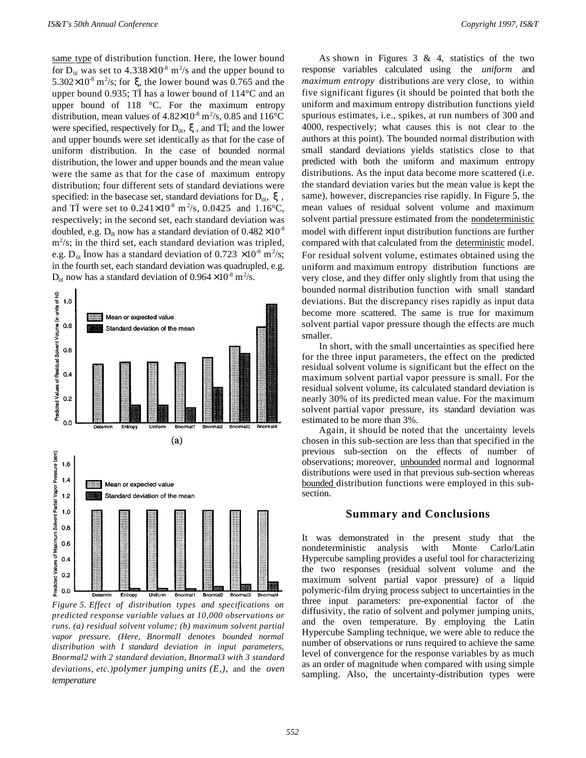same type of distribution function. Here, the lower bound for $D_{0l}$ was set to $4.338\times10^{-8}$ m$^2$/s and the upper bound to $5.302\times10^{-8}$ m$^2$/s; for $\xi$, the lower bound was 0.765 and the upper bound 0.935; TÏ has a lower bound of 114°C and an upper bound of 118 °C. For the maximum entropy distribution, mean values of $4.82\times10^{-8}$ m$^2$/s, 0.85 and 116°C were specified, respectively for $D_{0l}$, $\xi$, and TÏ; and the lower and upper bounds were set identically as that for the case of uniform distribution. In the case of bounded normal distribution, the lower and upper bounds and the mean value were the same as that for the case of maximum entropy distribution; four different sets of standard deviations were specified: in the basecase set, standard deviations for $D_{0l}$, $\xi$, and TÏ were set to $0.241\times10^{-8}$ m$^2$/s, 0.0425 and 1.16°C, respectively; in the second set, each standard deviation was doubled, e.g. $D_{0l}$ now has a standard deviation of $0.482\times10^{-8}$ m$^2$/s; in the third set, each standard deviation was tripled, e.g. $D_{0l}$ Ïnow has a standard deviation of $0.723\times10^{-8}$ m$^2$/s; in the fourth set, each standard deviation was quadrupled, e.g. $D_{0l}$ now has a standard deviation of $0.964\times10^{-8}$ m$^2$/s.

*Figure 5. Effect of distribution types and specifications on predicted response variable values at 10,000 observations or runs. (a) residual solvent volume; (b) maximum solvent partial vapor pressure. (Here, Bnormall denotes bounded normal distribution with I standard deviation in input parameters, Bnormal2 with 2 standard deviation, Bnormal3 with 3 standard deviations, etc.)polymer jumping units (E,),* and the *oven temperature*

As shown in Figures 3 & 4, statistics of the two response variables calculated using the *uniform* and *maximum entropy* distributions are very close, to within five significant figures (it should be pointed that both the uniform and maximum entropy distribution functions yield spurious estimates, i.e., spikes, at run numbers of 300 and 4000, respectively; what causes this is not clear to the authors at this point). The bounded normal distribution with small standard deviations yields statistics close to that predicted with both the uniform and maximum entropy distributions. As the input data become more scattered (i.e. the standard deviation varies but the mean value is kept the same), however, discrepancies rise rapidly. In Figure 5, the mean values of residual solvent volume and maximum solvent partial pressure estimated from the nondeterministic model with different input distribution functions are further compared with that calculated from the deterministic model. For residual solvent volume, estimates obtained using the uniform and maximum entropy distribution functions are very close, and they differ only slightly from that using the bounded normal distribution function with small standard deviations. But the discrepancy rises rapidly as input data become more scattered. The same is true for maximum solvent partial vapor pressure though the effects are much smaller.

In short, with the small uncertainties as specified here for the three input parameters, the effect on the predicted residual solvent volume is significant but the effect on the maximum solvent partial vapor pressure is small. For the residual solvent volume, its calculated standard deviation is nearly 30% of its predicted mean value. For the maximum solvent partial vapor pressure, its standard deviation was estimated to be more than 3%.

Again, it should be noted that the uncertainty levels chosen in this sub-section are less than that specified in the previous sub-section on the effects of number of observations; moreover, unbounded normal and lognormal distributions were used in that previous sub-section whereas bounded distribution functions were employed in this sub-section.

## Summary and Conclusions

It was demonstrated in the present study that the nondeterministic analysis with Monte Carlo/Latin Hypercube sampling provides a useful tool for characterizing the two responses (residual solvent volume and the maximum solvent partial vapor pressure) of a liquid polymeric-film drying process subject to uncertainties in the three input parameters: pre-exponential factor of the diffusivity, the ratio of solvent and polymer jumping units, and the oven temperature. By employing the Latin Hypercube Sampling technique, we were able to reduce the number of observations or runs required to achieve the same level of convergence for the response variables by as much as an order of magnitude when compared with using simple sampling. Also, the uncertainty-distribution types were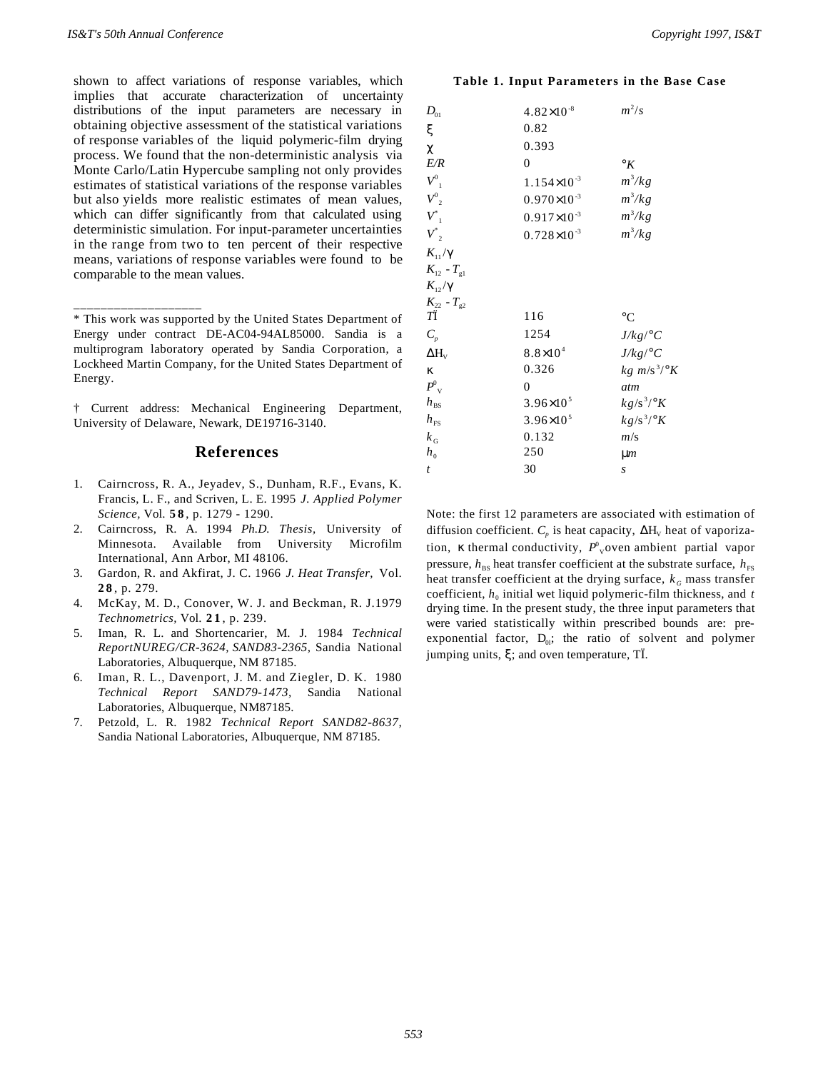shown to affect variations of response variables, which implies that accurate characterization of uncertainty distributions of the input parameters are necessary in obtaining objective assessment of the statistical variations of response variables of the liquid polymeric-film drying process. We found that the non-deterministic analysis via Monte Carlo/Latin Hypercube sampling not only provides estimates of statistical variations of the response variables but also yields more realistic estimates of mean values, which can differ significantly from that calculated using deterministic simulation. For input-parameter uncertainties in the range from two to ten percent of their respective means, variations of response variables were found to be comparable to the mean values.

---

\* This work was supported by the United States Department of Energy under contract DE-AC04-94AL85000. Sandia is a multiprogram laboratory operated by Sandia Corporation, a Lockheed Martin Company, for the United States Department of Energy.

† Current address: Mechanical Engineering Department, University of Delaware, Newark, DE19716-3140.

## References

1. Cairncross, R. A., Jeyadev, S., Dunham, R.F., Evans, K. Francis, L. F., and Scriven, L. E. 1995 *J. Applied Polymer Science*, Vol. **58**, p. 1279 - 1290.
2. Cairncross, R. A. 1994 *Ph.D. Thesis*, University of Minnesota. Available from University Microfilm International, Ann Arbor, MI 48106.
3. Gardon, R. and Akfirat, J. C. 1966 *J. Heat Transfer*, Vol. **28**, p. 279.
4. McKay, M. D., Conover, W. J. and Beckman, R. J.1979 *Technometrics*, Vol. **21**, p. 239.
5. Iman, R. L. and Shortencarier, M. J. 1984 *Technical ReportNUREG/CR-3624, SAND83-2365*, Sandia National Laboratories, Albuquerque, NM 87185.
6. Iman, R. L., Davenport, J. M. and Ziegler, D. K. 1980 *Technical Report SAND79-1473*, Sandia National Laboratories, Albuquerque, NM87185.
7. Petzold, L. R. 1982 *Technical Report SAND82-8637*, Sandia National Laboratories, Albuquerque, NM 87185.

**Table 1. Input Parameters in the Base Case**

| | | |
|---|---|---|
| $D_{01}$ | $4.82\times10^{-8}$ | $m^2/s$ |
| $\xi$ | 0.82 | |
| $\chi$ | 0.393 | |
| $E/R$ | 0 | °$K$ |
| $V^0_1$ | $1.154\times10^{-3}$ | $m^3/kg$ |
| $V^0_2$ | $0.970\times10^{-3}$ | $m^3/kg$ |
| $V^*_1$ | $0.917\times10^{-3}$ | $m^3/kg$ |
| $V^*_2$ | $0.728\times10^{-3}$ | $m^3/kg$ |
| $K_{11}/\gamma$ | | |
| $K_{12}$ - $T_{g1}$ | | |
| $K_{12}/\gamma$ | | |
| $K_{22}$ - $T_{g2}$ | | |
| TÏ | 116 | °C |
| $C_p$ | 1254 | $J/kg/$°$C$ |
| $\Delta H_V$ | $8.8\times10^4$ | $J/kg/$°$C$ |
| $\kappa$ | 0.326 | $kg\ m/s^3/$°$K$ |
| $P^0_V$ | 0 | $atm$ |
| $h_{BS}$ | $3.96\times10^5$ | $kg/s^3/$°$K$ |
| $h_{FS}$ | $3.96\times10^5$ | $kg/s^3/$°$K$ |
| $k_G$ | 0.132 | $m/s$ |
| $h_0$ | 250 | $\mu m$ |
| $t$ | 30 | $s$ |

Note: the first 12 parameters are associated with estimation of diffusion coefficient. $C_p$ is heat capacity, $\Delta H_V$ heat of vaporization, $\kappa$ thermal conductivity, $P^0_V$oven ambient partial vapor pressure, $h_{BS}$ heat transfer coefficient at the substrate surface, $h_{FS}$ heat transfer coefficient at the drying surface, $k_G$ mass transfer coefficient, $h_0$ initial wet liquid polymeric-film thickness, and $t$ drying time. In the present study, the three input parameters that were varied statistically within prescribed bounds are: pre-exponential factor, $D_{0l}$; the ratio of solvent and polymer jumping units, $\xi$; and oven temperature, TÏ.